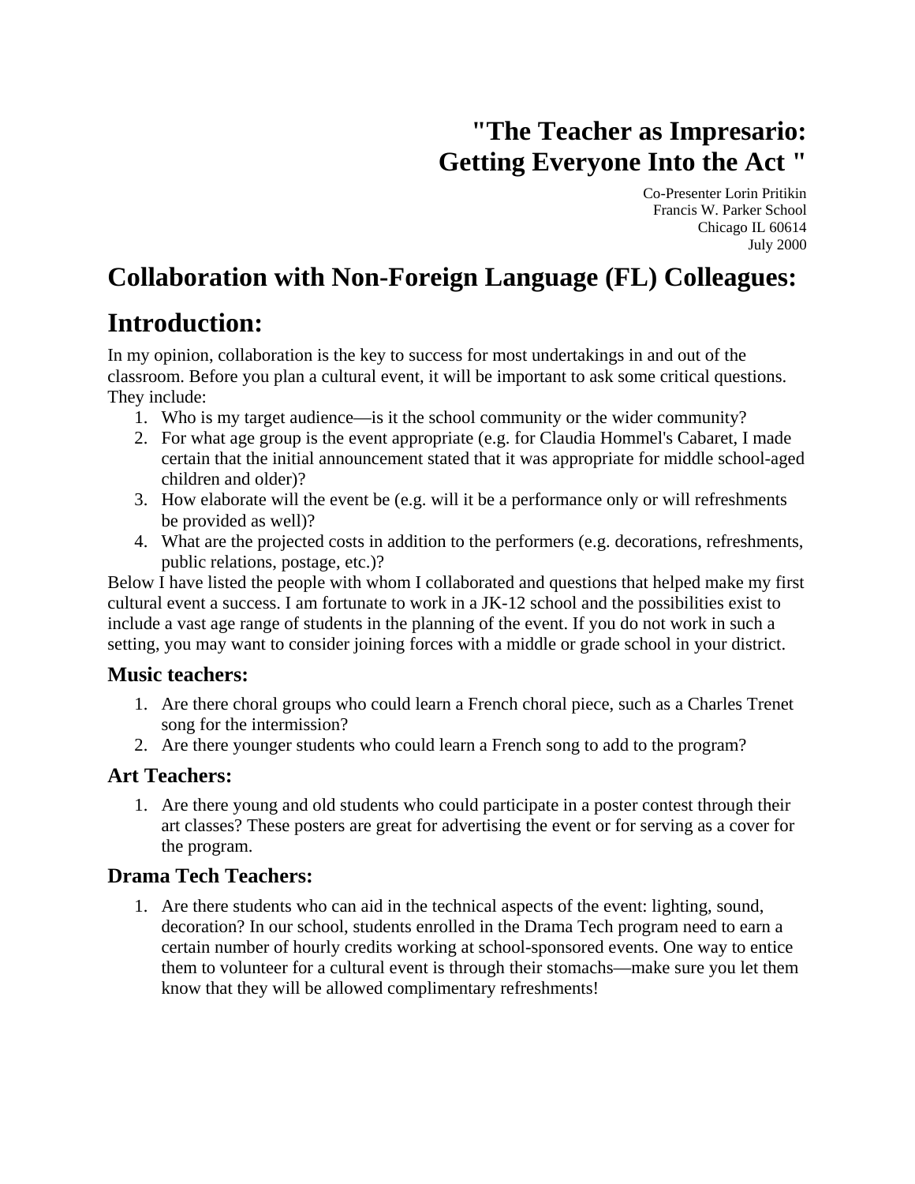# "The Teacher as Impresario: Getting Everyone Into the Act "

Co-Presenter Lorin Pritikin
Francis W. Parker School
Chicago IL 60614
July 2000

## Collaboration with Non-Foreign Language (FL) Colleagues:

## Introduction:

In my opinion, collaboration is the key to success for most undertakings in and out of the classroom. Before you plan a cultural event, it will be important to ask some critical questions. They include:

1. Who is my target audience—is it the school community or the wider community?
2. For what age group is the event appropriate (e.g. for Claudia Hommel's Cabaret, I made certain that the initial announcement stated that it was appropriate for middle school-aged children and older)?
3. How elaborate will the event be (e.g. will it be a performance only or will refreshments be provided as well)?
4. What are the projected costs in addition to the performers (e.g. decorations, refreshments, public relations, postage, etc.)?

Below I have listed the people with whom I collaborated and questions that helped make my first cultural event a success. I am fortunate to work in a JK-12 school and the possibilities exist to include a vast age range of students in the planning of the event. If you do not work in such a setting, you may want to consider joining forces with a middle or grade school in your district.

### Music teachers:

1. Are there choral groups who could learn a French choral piece, such as a Charles Trenet song for the intermission?
2. Are there younger students who could learn a French song to add to the program?

### Art Teachers:

1. Are there young and old students who could participate in a poster contest through their art classes? These posters are great for advertising the event or for serving as a cover for the program.

### Drama Tech Teachers:

1. Are there students who can aid in the technical aspects of the event: lighting, sound, decoration? In our school, students enrolled in the Drama Tech program need to earn a certain number of hourly credits working at school-sponsored events. One way to entice them to volunteer for a cultural event is through their stomachs—make sure you let them know that they will be allowed complimentary refreshments!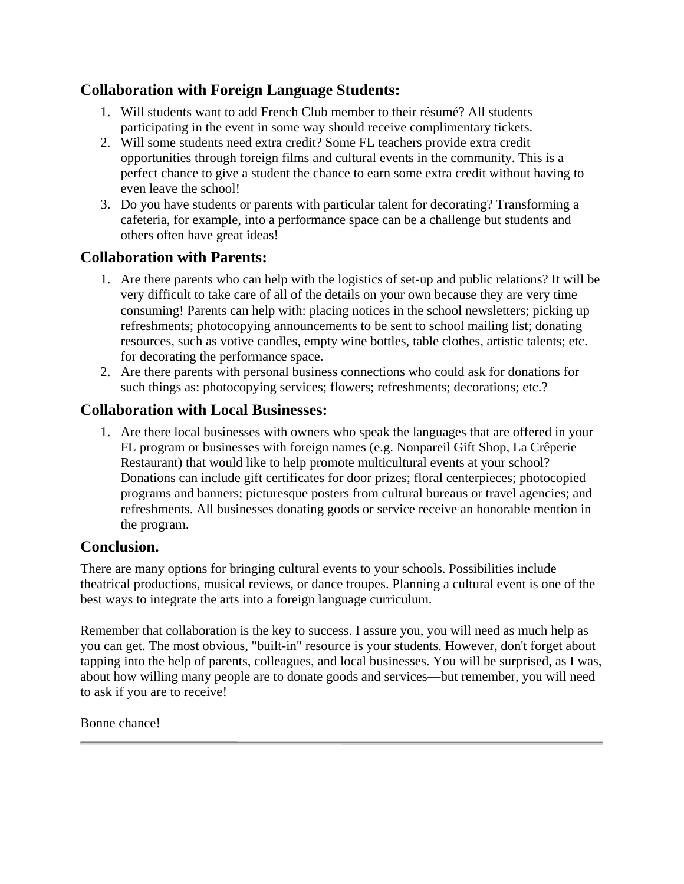## Collaboration with Foreign Language Students:

1. Will students want to add French Club member to their résumé? All students participating in the event in some way should receive complimentary tickets.
2. Will some students need extra credit? Some FL teachers provide extra credit opportunities through foreign films and cultural events in the community. This is a perfect chance to give a student the chance to earn some extra credit without having to even leave the school!
3. Do you have students or parents with particular talent for decorating? Transforming a cafeteria, for example, into a performance space can be a challenge but students and others often have great ideas!

## Collaboration with Parents:

1. Are there parents who can help with the logistics of set-up and public relations? It will be very difficult to take care of all of the details on your own because they are very time consuming! Parents can help with: placing notices in the school newsletters; picking up refreshments; photocopying announcements to be sent to school mailing list; donating resources, such as votive candles, empty wine bottles, table clothes, artistic talents; etc. for decorating the performance space.
2. Are there parents with personal business connections who could ask for donations for such things as: photocopying services; flowers; refreshments; decorations; etc.?

## Collaboration with Local Businesses:

1. Are there local businesses with owners who speak the languages that are offered in your FL program or businesses with foreign names (e.g. Nonpareil Gift Shop, La Crêperie Restaurant) that would like to help promote multicultural events at your school? Donations can include gift certificates for door prizes; floral centerpieces; photocopied programs and banners; picturesque posters from cultural bureaus or travel agencies; and refreshments. All businesses donating goods or service receive an honorable mention in the program.

## Conclusion.

There are many options for bringing cultural events to your schools. Possibilities include theatrical productions, musical reviews, or dance troupes. Planning a cultural event is one of the best ways to integrate the arts into a foreign language curriculum.

Remember that collaboration is the key to success. I assure you, you will need as much help as you can get. The most obvious, "built-in" resource is your students. However, don't forget about tapping into the help of parents, colleagues, and local businesses. You will be surprised, as I was, about how willing many people are to donate goods and services—but remember, you will need to ask if you are to receive!

Bonne chance!

---